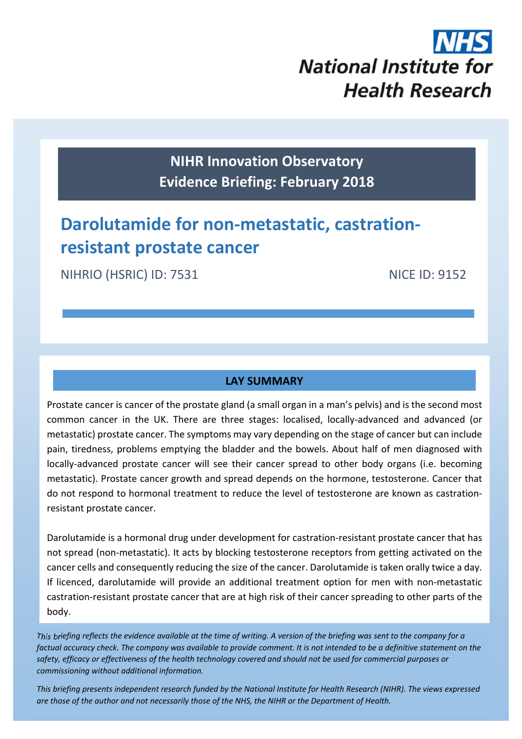NHS
National Institute for Health Research

**NIHR Innovation Observatory**
**Evidence Briefing: February 2018**

# Darolutamide for non-metastatic, castration-resistant prostate cancer

NIHRIO (HSRIC) ID: 7531 NICE ID: 9152

## LAY SUMMARY

Prostate cancer is cancer of the prostate gland (a small organ in a man's pelvis) and is the second most common cancer in the UK. There are three stages: localised, locally-advanced and advanced (or metastatic) prostate cancer. The symptoms may vary depending on the stage of cancer but can include pain, tiredness, problems emptying the bladder and the bowels. About half of men diagnosed with locally-advanced prostate cancer will see their cancer spread to other body organs (i.e. becoming metastatic). Prostate cancer growth and spread depends on the hormone, testosterone. Cancer that do not respond to hormonal treatment to reduce the level of testosterone are known as castration-resistant prostate cancer.

Darolutamide is a hormonal drug under development for castration-resistant prostate cancer that has not spread (non-metastatic). It acts by blocking testosterone receptors from getting activated on the cancer cells and consequently reducing the size of the cancer. Darolutamide is taken orally twice a day. If licenced, darolutamide will provide an additional treatment option for men with non-metastatic castration-resistant prostate cancer that are at high risk of their cancer spreading to other parts of the body.

*This briefing reflects the evidence available at the time of writing. A version of the briefing was sent to the company for a factual accuracy check. The company was available to provide comment. It is not intended to be a definitive statement on the safety, efficacy or effectiveness of the health technology covered and should not be used for commercial purposes or commissioning without additional information.*

*This briefing presents independent research funded by the National Institute for Health Research (NIHR). The views expressed are those of the author and not necessarily those of the NHS, the NIHR or the Department of Health.*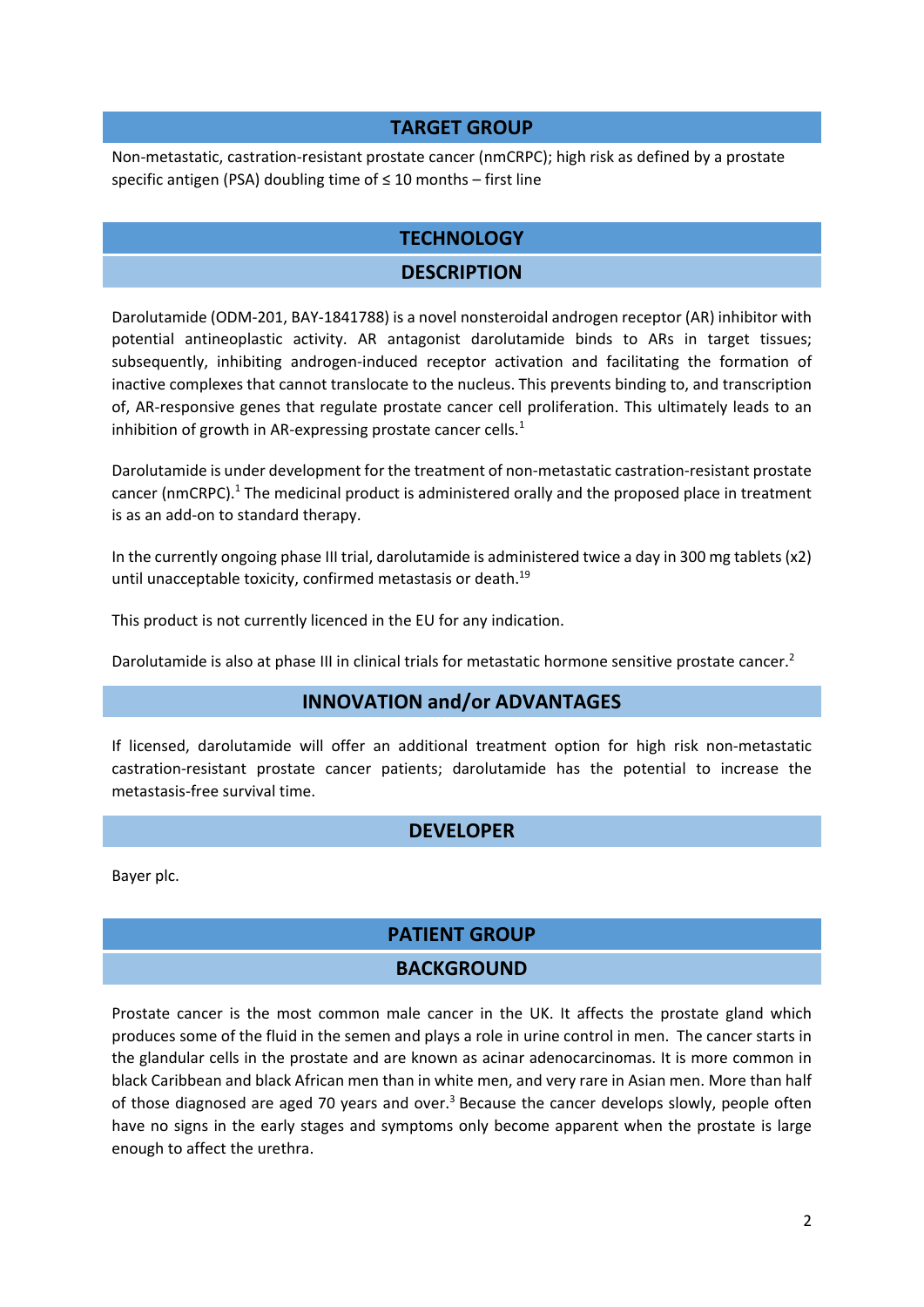## TARGET GROUP

Non-metastatic, castration-resistant prostate cancer (nmCRPC); high risk as defined by a prostate specific antigen (PSA) doubling time of ≤ 10 months – first line

## TECHNOLOGY

### DESCRIPTION

Darolutamide (ODM-201, BAY-1841788) is a novel nonsteroidal androgen receptor (AR) inhibitor with potential antineoplastic activity. AR antagonist darolutamide binds to ARs in target tissues; subsequently, inhibiting androgen-induced receptor activation and facilitating the formation of inactive complexes that cannot translocate to the nucleus. This prevents binding to, and transcription of, AR-responsive genes that regulate prostate cancer cell proliferation. This ultimately leads to an inhibition of growth in AR-expressing prostate cancer cells.[1]

Darolutamide is under development for the treatment of non-metastatic castration-resistant prostate cancer (nmCRPC).[1] The medicinal product is administered orally and the proposed place in treatment is as an add-on to standard therapy.

In the currently ongoing phase III trial, darolutamide is administered twice a day in 300 mg tablets (x2) until unacceptable toxicity, confirmed metastasis or death.[19]

This product is not currently licenced in the EU for any indication.

Darolutamide is also at phase III in clinical trials for metastatic hormone sensitive prostate cancer.[2]

### INNOVATION and/or ADVANTAGES

If licensed, darolutamide will offer an additional treatment option for high risk non-metastatic castration-resistant prostate cancer patients; darolutamide has the potential to increase the metastasis-free survival time.

### DEVELOPER

Bayer plc.

## PATIENT GROUP

### BACKGROUND

Prostate cancer is the most common male cancer in the UK. It affects the prostate gland which produces some of the fluid in the semen and plays a role in urine control in men. The cancer starts in the glandular cells in the prostate and are known as acinar adenocarcinomas. It is more common in black Caribbean and black African men than in white men, and very rare in Asian men. More than half of those diagnosed are aged 70 years and over.[3] Because the cancer develops slowly, people often have no signs in the early stages and symptoms only become apparent when the prostate is large enough to affect the urethra.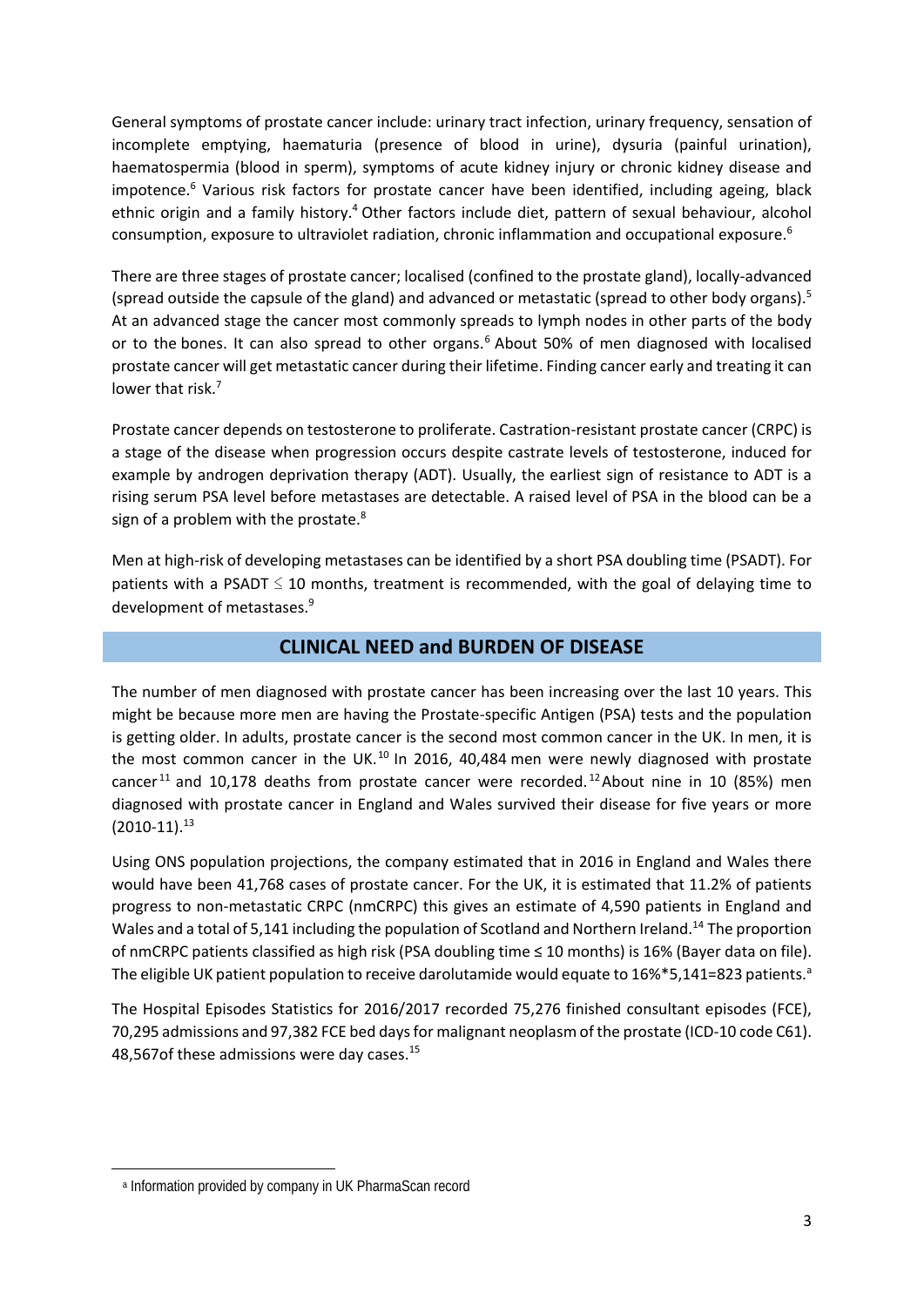General symptoms of prostate cancer include: urinary tract infection, urinary frequency, sensation of incomplete emptying, haematuria (presence of blood in urine), dysuria (painful urination), haematospermia (blood in sperm), symptoms of acute kidney injury or chronic kidney disease and impotence.[6] Various risk factors for prostate cancer have been identified, including ageing, black ethnic origin and a family history.[4] Other factors include diet, pattern of sexual behaviour, alcohol consumption, exposure to ultraviolet radiation, chronic inflammation and occupational exposure.[6]

There are three stages of prostate cancer; localised (confined to the prostate gland), locally-advanced (spread outside the capsule of the gland) and advanced or metastatic (spread to other body organs).[5] At an advanced stage the cancer most commonly spreads to lymph nodes in other parts of the body or to the bones. It can also spread to other organs.[6] About 50% of men diagnosed with localised prostate cancer will get metastatic cancer during their lifetime. Finding cancer early and treating it can lower that risk.[7]

Prostate cancer depends on testosterone to proliferate. Castration-resistant prostate cancer (CRPC) is a stage of the disease when progression occurs despite castrate levels of testosterone, induced for example by androgen deprivation therapy (ADT). Usually, the earliest sign of resistance to ADT is a rising serum PSA level before metastases are detectable. A raised level of PSA in the blood can be a sign of a problem with the prostate.[8]

Men at high-risk of developing metastases can be identified by a short PSA doubling time (PSADT). For patients with a PSADT ≤ 10 months, treatment is recommended, with the goal of delaying time to development of metastases.[9]

## CLINICAL NEED and BURDEN OF DISEASE

The number of men diagnosed with prostate cancer has been increasing over the last 10 years. This might be because more men are having the Prostate-specific Antigen (PSA) tests and the population is getting older. In adults, prostate cancer is the second most common cancer in the UK. In men, it is the most common cancer in the UK.[10] In 2016, 40,484 men were newly diagnosed with prostate cancer[11] and 10,178 deaths from prostate cancer were recorded.[12] About nine in 10 (85%) men diagnosed with prostate cancer in England and Wales survived their disease for five years or more (2010-11).[13]

Using ONS population projections, the company estimated that in 2016 in England and Wales there would have been 41,768 cases of prostate cancer. For the UK, it is estimated that 11.2% of patients progress to non-metastatic CRPC (nmCRPC) this gives an estimate of 4,590 patients in England and Wales and a total of 5,141 including the population of Scotland and Northern Ireland.[14] The proportion of nmCRPC patients classified as high risk (PSA doubling time ≤ 10 months) is 16% (Bayer data on file). The eligible UK patient population to receive darolutamide would equate to 16%*5,141=823 patients.[a]

The Hospital Episodes Statistics for 2016/2017 recorded 75,276 finished consultant episodes (FCE), 70,295 admissions and 97,382 FCE bed days for malignant neoplasm of the prostate (ICD-10 code C61). 48,567of these admissions were day cases.[15]

---

[a] Information provided by company in UK PharmaScan record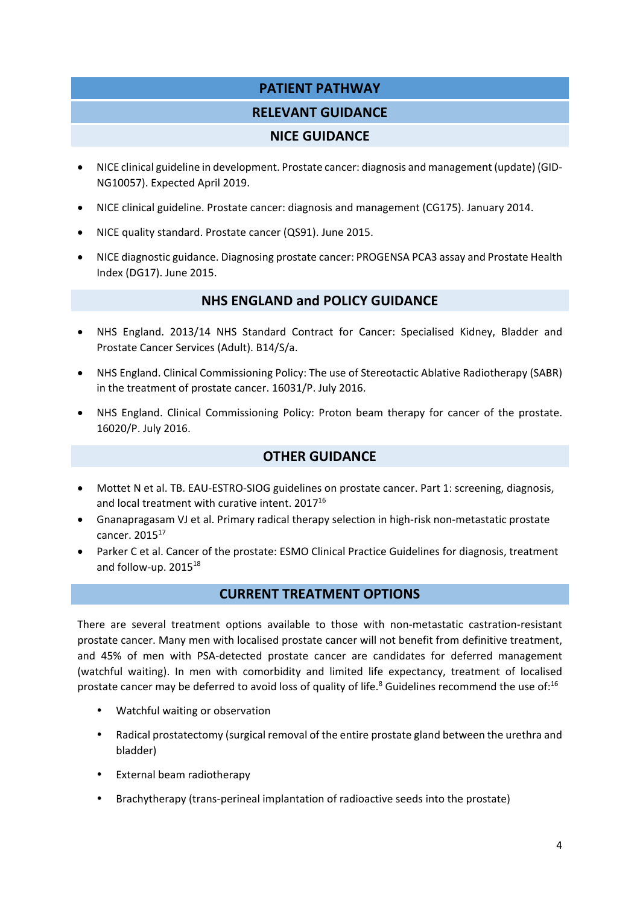# PATIENT PATHWAY

## RELEVANT GUIDANCE

### NICE GUIDANCE

- NICE clinical guideline in development. Prostate cancer: diagnosis and management (update) (GID-NG10057). Expected April 2019.
- NICE clinical guideline. Prostate cancer: diagnosis and management (CG175). January 2014.
- NICE quality standard. Prostate cancer (QS91). June 2015.
- NICE diagnostic guidance. Diagnosing prostate cancer: PROGENSA PCA3 assay and Prostate Health Index (DG17). June 2015.

### NHS ENGLAND and POLICY GUIDANCE

- NHS England. 2013/14 NHS Standard Contract for Cancer: Specialised Kidney, Bladder and Prostate Cancer Services (Adult). B14/S/a.
- NHS England. Clinical Commissioning Policy: The use of Stereotactic Ablative Radiotherapy (SABR) in the treatment of prostate cancer. 16031/P. July 2016.
- NHS England. Clinical Commissioning Policy: Proton beam therapy for cancer of the prostate. 16020/P. July 2016.

### OTHER GUIDANCE

- Mottet N et al. TB. EAU-ESTRO-SIOG guidelines on prostate cancer. Part 1: screening, diagnosis, and local treatment with curative intent. 2017[16]
- Gnanapragasam VJ et al. Primary radical therapy selection in high-risk non-metastatic prostate cancer. 2015[17]
- Parker C et al. Cancer of the prostate: ESMO Clinical Practice Guidelines for diagnosis, treatment and follow-up. 2015[18]

## CURRENT TREATMENT OPTIONS

There are several treatment options available to those with non-metastatic castration-resistant prostate cancer. Many men with localised prostate cancer will not benefit from definitive treatment, and 45% of men with PSA-detected prostate cancer are candidates for deferred management (watchful waiting). In men with comorbidity and limited life expectancy, treatment of localised prostate cancer may be deferred to avoid loss of quality of life.[8] Guidelines recommend the use of:[16]

- Watchful waiting or observation
- Radical prostatectomy (surgical removal of the entire prostate gland between the urethra and bladder)
- External beam radiotherapy
- Brachytherapy (trans-perineal implantation of radioactive seeds into the prostate)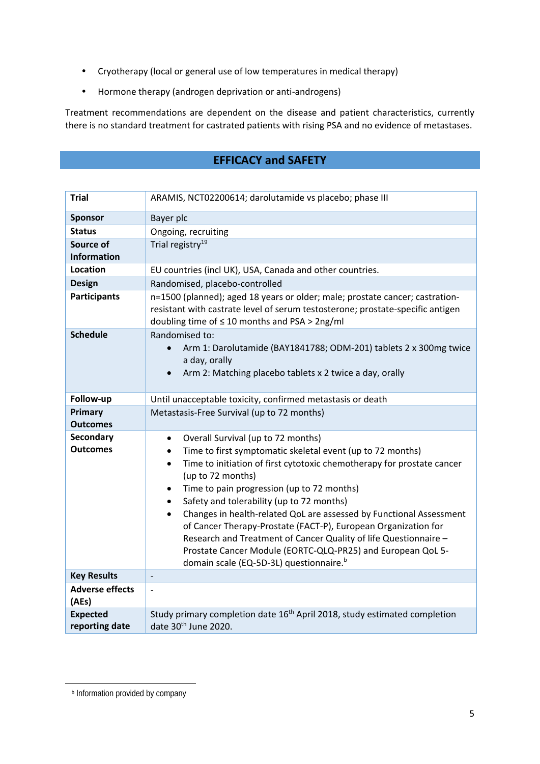- Cryotherapy (local or general use of low temperatures in medical therapy)
- Hormone therapy (androgen deprivation or anti-androgens)

Treatment recommendations are dependent on the disease and patient characteristics, currently there is no standard treatment for castrated patients with rising PSA and no evidence of metastases.

## EFFICACY and SAFETY

| **Trial** | ARAMIS, NCT02200614; darolutamide vs placebo; phase III |
|---|---|
| **Sponsor** | Bayer plc |
| **Status** | Ongoing, recruiting |
| **Source of Information** | Trial registry[19] |
| **Location** | EU countries (incl UK), USA, Canada and other countries. |
| **Design** | Randomised, placebo-controlled |
| **Participants** | n=1500 (planned); aged 18 years or older; male; prostate cancer; castration-resistant with castrate level of serum testosterone; prostate-specific antigen doubling time of ≤ 10 months and PSA > 2ng/ml |
| **Schedule** | Randomised to:<br>• Arm 1: Darolutamide (BAY1841788; ODM-201) tablets 2 x 300mg twice a day, orally<br>• Arm 2: Matching placebo tablets x 2 twice a day, orally |
| **Follow-up** | Until unacceptable toxicity, confirmed metastasis or death |
| **Primary Outcomes** | Metastasis-Free Survival (up to 72 months) |
| **Secondary Outcomes** | • Overall Survival (up to 72 months)<br>• Time to first symptomatic skeletal event (up to 72 months)<br>• Time to initiation of first cytotoxic chemotherapy for prostate cancer (up to 72 months)<br>• Time to pain progression (up to 72 months)<br>• Safety and tolerability (up to 72 months)<br>• Changes in health-related QoL are assessed by Functional Assessment of Cancer Therapy-Prostate (FACT-P), European Organization for Research and Treatment of Cancer Quality of life Questionnaire – Prostate Cancer Module (EORTC-QLQ-PR25) and European QoL 5-domain scale (EQ-5D-3L) questionnaire.[b] |
| **Key Results** | - |
| **Adverse effects (AEs)** | - |
| **Expected reporting date** | Study primary completion date 16th April 2018, study estimated completion date 30th June 2020. |

[b] Information provided by company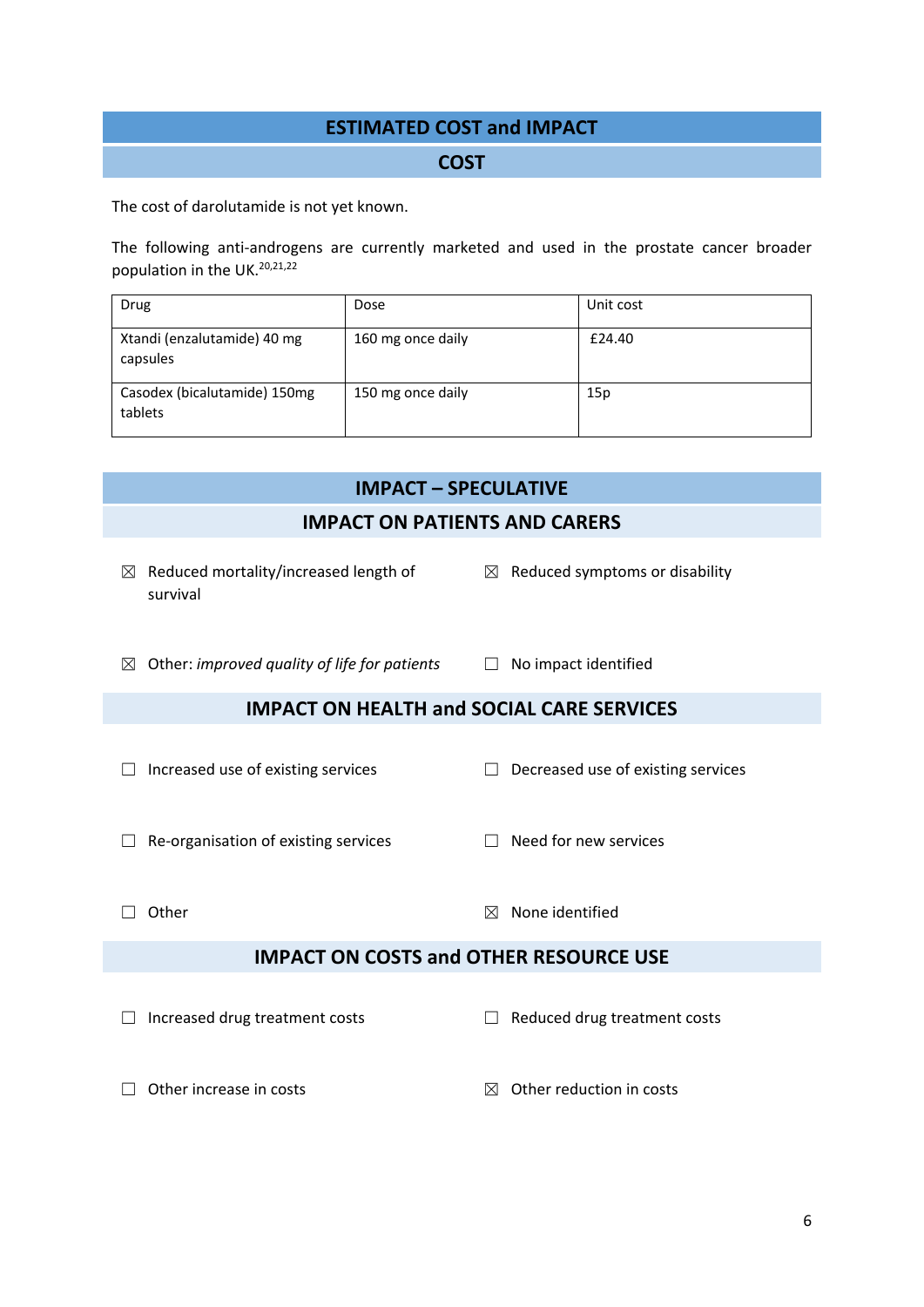## ESTIMATED COST and IMPACT

### COST

The cost of darolutamide is not yet known.

The following anti-androgens are currently marketed and used in the prostate cancer broader population in the UK.[20,21,22]

| Drug | Dose | Unit cost |
|---|---|---|
| Xtandi (enzalutamide) 40 mg capsules | 160 mg once daily | £24.40 |
| Casodex (bicalutamide) 150mg tablets | 150 mg once daily | 15p |

### IMPACT – SPECULATIVE

#### IMPACT ON PATIENTS AND CARERS

- ☒ Reduced mortality/increased length of survival
- ☒ Reduced symptoms or disability
- ☒ Other: *improved quality of life for patients*
- ☐ No impact identified

#### IMPACT ON HEALTH and SOCIAL CARE SERVICES

- ☐ Increased use of existing services
- ☐ Decreased use of existing services
- ☐ Re-organisation of existing services
- ☐ Need for new services
- ☐ Other
- ☒ None identified

#### IMPACT ON COSTS and OTHER RESOURCE USE

- ☐ Increased drug treatment costs
- ☐ Reduced drug treatment costs
- ☐ Other increase in costs
- ☒ Other reduction in costs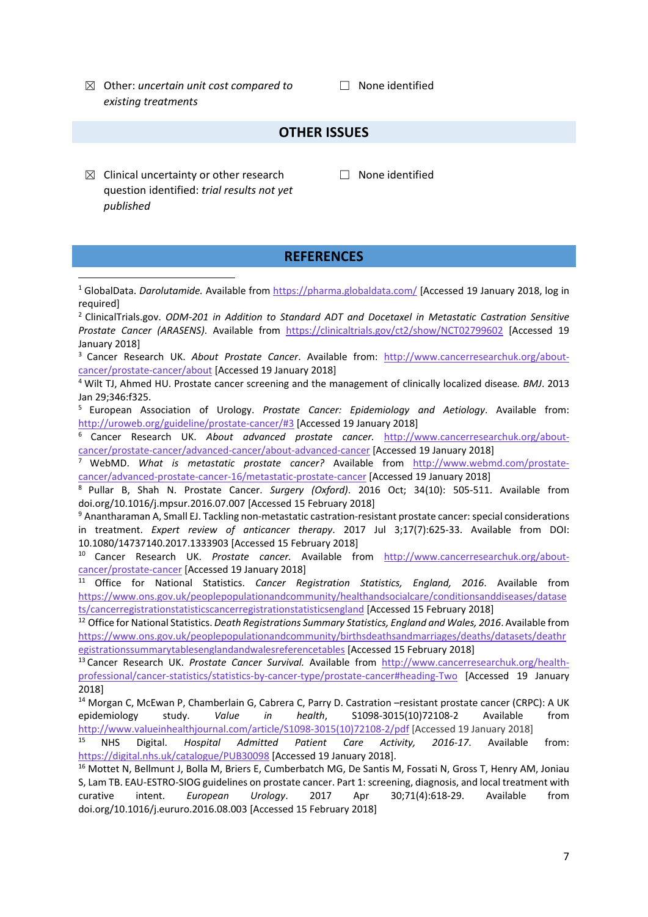☒ Other: *uncertain unit cost compared to existing treatments*

☐ None identified

## OTHER ISSUES

☒ Clinical uncertainty or other research question identified: *trial results not yet published*

☐ None identified

## REFERENCES

[1] GlobalData. *Darolutamide.* Available from https://pharma.globaldata.com/ [Accessed 19 January 2018, log in required]

[2] ClinicalTrials.gov. *ODM-201 in Addition to Standard ADT and Docetaxel in Metastatic Castration Sensitive Prostate Cancer (ARASENS)*. Available from https://clinicaltrials.gov/ct2/show/NCT02799602 [Accessed 19 January 2018]

[3] Cancer Research UK. *About Prostate Cancer*. Available from: http://www.cancerresearchuk.org/about-cancer/prostate-cancer/about [Accessed 19 January 2018]

[4] Wilt TJ, Ahmed HU. Prostate cancer screening and the management of clinically localized disease. *BMJ*. 2013 Jan 29;346:f325.

[5] European Association of Urology. *Prostate Cancer: Epidemiology and Aetiology*. Available from: http://uroweb.org/guideline/prostate-cancer/#3 [Accessed 19 January 2018]

[6] Cancer Research UK. *About advanced prostate cancer.* http://www.cancerresearchuk.org/about-cancer/prostate-cancer/advanced-cancer/about-advanced-cancer [Accessed 19 January 2018]

[7] WebMD. *What is metastatic prostate cancer?* Available from http://www.webmd.com/prostate-cancer/advanced-prostate-cancer-16/metastatic-prostate-cancer [Accessed 19 January 2018]

[8] Pullar B, Shah N. Prostate Cancer. *Surgery (Oxford)*. 2016 Oct; 34(10): 505-511. Available from doi.org/10.1016/j.mpsur.2016.07.007 [Accessed 15 February 2018]

[9] Anantharaman A, Small EJ. Tackling non-metastatic castration-resistant prostate cancer: special considerations in treatment. *Expert review of anticancer therapy*. 2017 Jul 3;17(7):625-33. Available from DOI: 10.1080/14737140.2017.1333903 [Accessed 15 February 2018]

[10] Cancer Research UK. *Prostate cancer.* Available from http://www.cancerresearchuk.org/about-cancer/prostate-cancer [Accessed 19 January 2018]

[11] Office for National Statistics. *Cancer Registration Statistics, England, 2016*. Available from https://www.ons.gov.uk/peoplepopulationandcommunity/healthandsocialcare/conditionsanddiseases/datasets/cancerregistrationstatisticscancerregistrationstatisticsengland [Accessed 15 February 2018]

[12] Office for National Statistics. *Death Registrations Summary Statistics, England and Wales, 2016*. Available from https://www.ons.gov.uk/peoplepopulationandcommunity/birthsdeathsandmarriages/deaths/datasets/deathregistrationssummarytablesenglandandwalesreferencetables [Accessed 15 February 2018]

[13] Cancer Research UK. *Prostate Cancer Survival.* Available from http://www.cancerresearchuk.org/health-professional/cancer-statistics/statistics-by-cancer-type/prostate-cancer#heading-Two [Accessed 19 January 2018]

[14] Morgan C, McEwan P, Chamberlain G, Cabrera C, Parry D. Castration –resistant prostate cancer (CRPC): A UK epidemiology study. *Value in health*, S1098-3015(10)72108-2 Available from http://www.valueinhealthjournal.com/article/S1098-3015(10)72108-2/pdf [Accessed 19 January 2018]

[15] NHS Digital. *Hospital Admitted Patient Care Activity, 2016-17*. Available from: https://digital.nhs.uk/catalogue/PUB30098 [Accessed 19 January 2018].

[16] Mottet N, Bellmunt J, Bolla M, Briers E, Cumberbatch MG, De Santis M, Fossati N, Gross T, Henry AM, Joniau S, Lam TB. EAU-ESTRO-SIOG guidelines on prostate cancer. Part 1: screening, diagnosis, and local treatment with curative intent. *European Urology*. 2017 Apr 30;71(4):618-29. Available from doi.org/10.1016/j.eururo.2016.08.003 [Accessed 15 February 2018]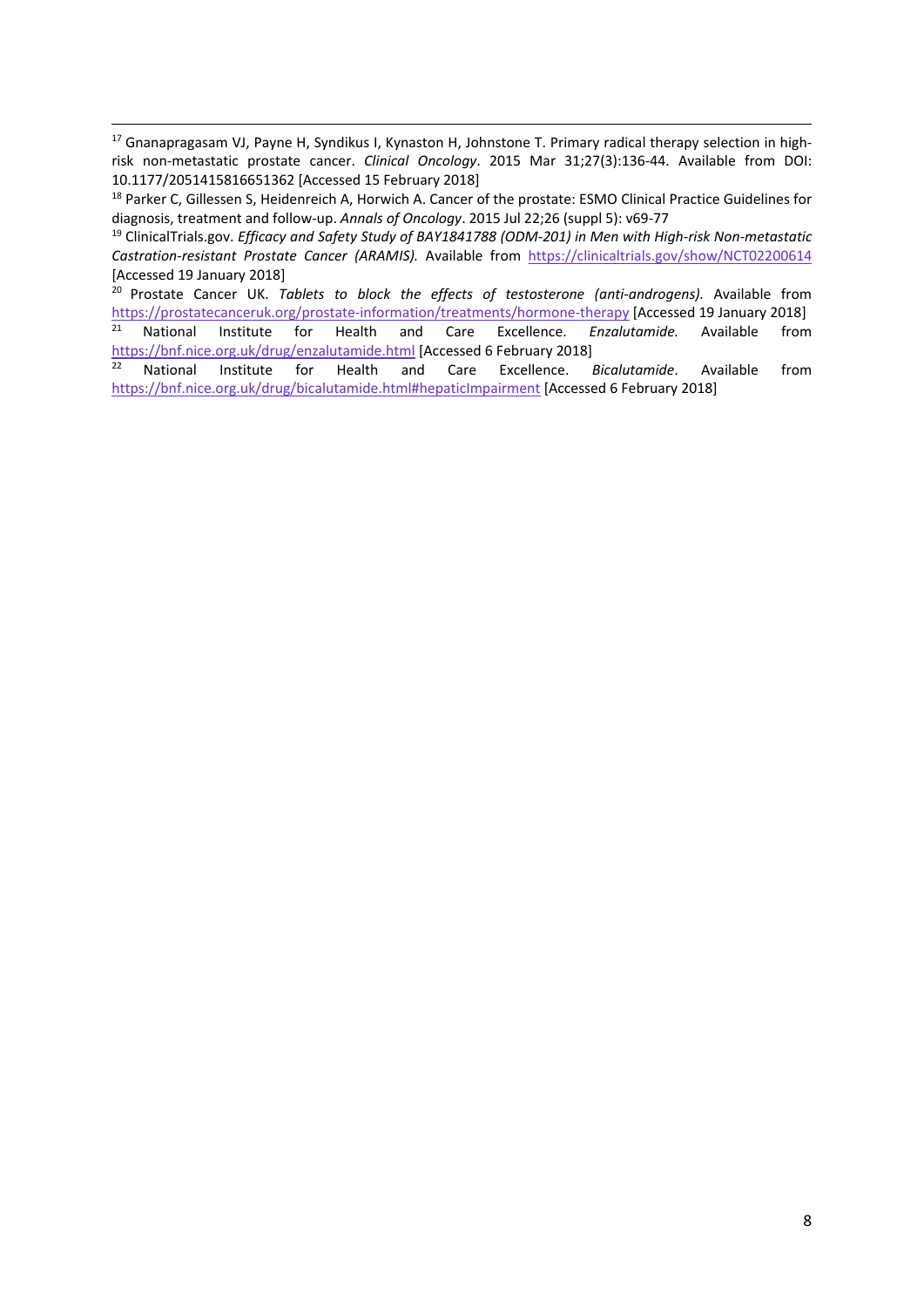[17] Gnanapragasam VJ, Payne H, Syndikus I, Kynaston H, Johnstone T. Primary radical therapy selection in high-risk non-metastatic prostate cancer. *Clinical Oncology*. 2015 Mar 31;27(3):136-44. Available from DOI: 10.1177/2051415816651362 [Accessed 15 February 2018]

[18] Parker C, Gillessen S, Heidenreich A, Horwich A. Cancer of the prostate: ESMO Clinical Practice Guidelines for diagnosis, treatment and follow-up. *Annals of Oncology*. 2015 Jul 22;26 (suppl 5): v69-77

[19] ClinicalTrials.gov. *Efficacy and Safety Study of BAY1841788 (ODM-201) in Men with High-risk Non-metastatic Castration-resistant Prostate Cancer (ARAMIS).* Available from https://clinicaltrials.gov/show/NCT02200614 [Accessed 19 January 2018]

[20] Prostate Cancer UK. *Tablets to block the effects of testosterone (anti-androgens).* Available from https://prostatecanceruk.org/prostate-information/treatments/hormone-therapy [Accessed 19 January 2018]

[21] National Institute for Health and Care Excellence. *Enzalutamide.* Available from https://bnf.nice.org.uk/drug/enzalutamide.html [Accessed 6 February 2018]

[22] National Institute for Health and Care Excellence. *Bicalutamide*. Available from https://bnf.nice.org.uk/drug/bicalutamide.html#hepaticImpairment [Accessed 6 February 2018]